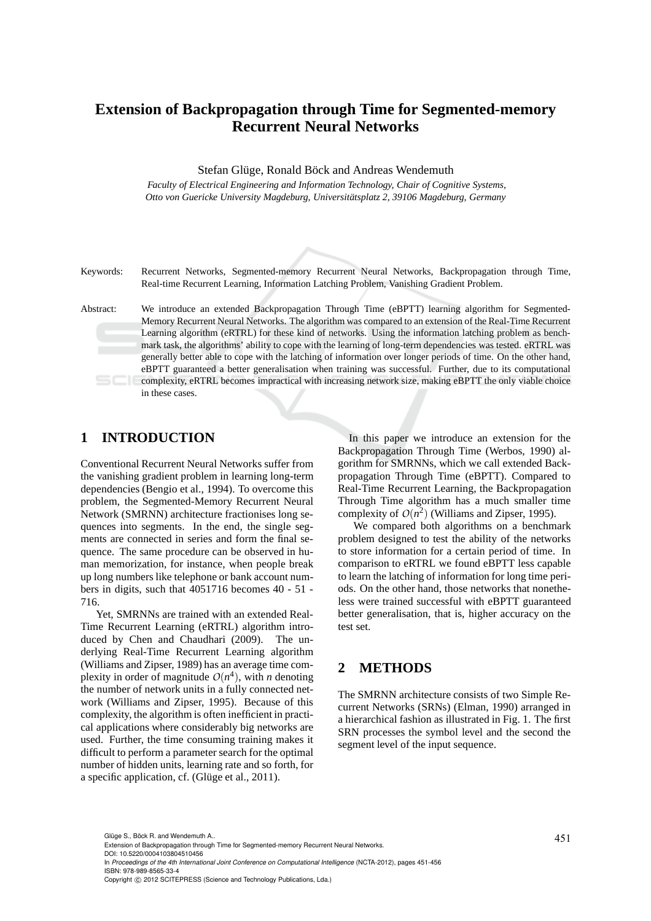# Extension of Backpropagation through Time for Segmented-memory Recurrent Neural Networks

Stefan Glüge, Ronald Böck and Andreas Wendemuth

*Faculty of Electrical Engineering and Information Technology, Chair of Cognitive Systems, Otto von Guericke University Magdeburg, Universitätsplatz 2, 39106 Magdeburg, Germany*

Keywords: Recurrent Networks, Segmented-memory Recurrent Neural Networks, Backpropagation through Time, Real-time Recurrent Learning, Information Latching Problem, Vanishing Gradient Problem.

Abstract: We introduce an extended Backpropagation Through Time (eBPTT) learning algorithm for Segmented-Memory Recurrent Neural Networks. The algorithm was compared to an extension of the Real-Time Recurrent Learning algorithm (eRTRL) for these kind of networks. Using the information latching problem as benchmark task, the algorithms' ability to cope with the learning of long-term dependencies was tested. eRTRL was generally better able to cope with the latching of information over longer periods of time. On the other hand, eBPTT guaranteed a better generalisation when training was successful. Further, due to its computational complexity, eRTRL becomes impractical with increasing network size, making eBPTT the only viable choice in these cases.

## 1 INTRODUCTION

Conventional Recurrent Neural Networks suffer from the vanishing gradient problem in learning long-term dependencies (Bengio et al., 1994). To overcome this problem, the Segmented-Memory Recurrent Neural Network (SMRNN) architecture fractionises long sequences into segments. In the end, the single segments are connected in series and form the final sequence. The same procedure can be observed in human memorization, for instance, when people break up long numbers like telephone or bank account numbers in digits, such that 4051716 becomes 40 - 51 - 716.

Yet, SMRNNs are trained with an extended Real-Time Recurrent Learning (eRTRL) algorithm introduced by Chen and Chaudhari (2009). The underlying Real-Time Recurrent Learning algorithm (Williams and Zipser, 1989) has an average time complexity in order of magnitude $O(n^4)$, with $n$ denoting the number of network units in a fully connected network (Williams and Zipser, 1995). Because of this complexity, the algorithm is often inefficient in practical applications where considerably big networks are used. Further, the time consuming training makes it difficult to perform a parameter search for the optimal number of hidden units, learning rate and so forth, for a specific application, cf. (Glüge et al., 2011).

In this paper we introduce an extension for the Backpropagation Through Time (Werbos, 1990) algorithm for SMRNNs, which we call extended Backpropagation Through Time (eBPTT). Compared to Real-Time Recurrent Learning, the Backpropagation Through Time algorithm has a much smaller time complexity of $O(n^2)$ (Williams and Zipser, 1995).

We compared both algorithms on a benchmark problem designed to test the ability of the networks to store information for a certain period of time. In comparison to eRTRL we found eBPTT less capable to learn the latching of information for long time periods. On the other hand, those networks that nonetheless were trained successful with eBPTT guaranteed better generalisation, that is, higher accuracy on the test set.

## 2 METHODS

The SMRNN architecture consists of two Simple Recurrent Networks (SRNs) (Elman, 1990) arranged in a hierarchical fashion as illustrated in Fig. 1. The first SRN processes the symbol level and the second the segment level of the input sequence.

Glüge S., Böck R. and Wendemuth A..
Extension of Backpropagation through Time for Segmented-memory Recurrent Neural Networks.
DOI: 10.5220/0004103804510456
In *Proceedings of the 4th International Joint Conference on Computational Intelligence* (NCTA-2012), pages 451-456
ISBN: 978-989-8565-33-4
Copyright © 2012 SCITEPRESS (Science and Technology Publications, Lda.)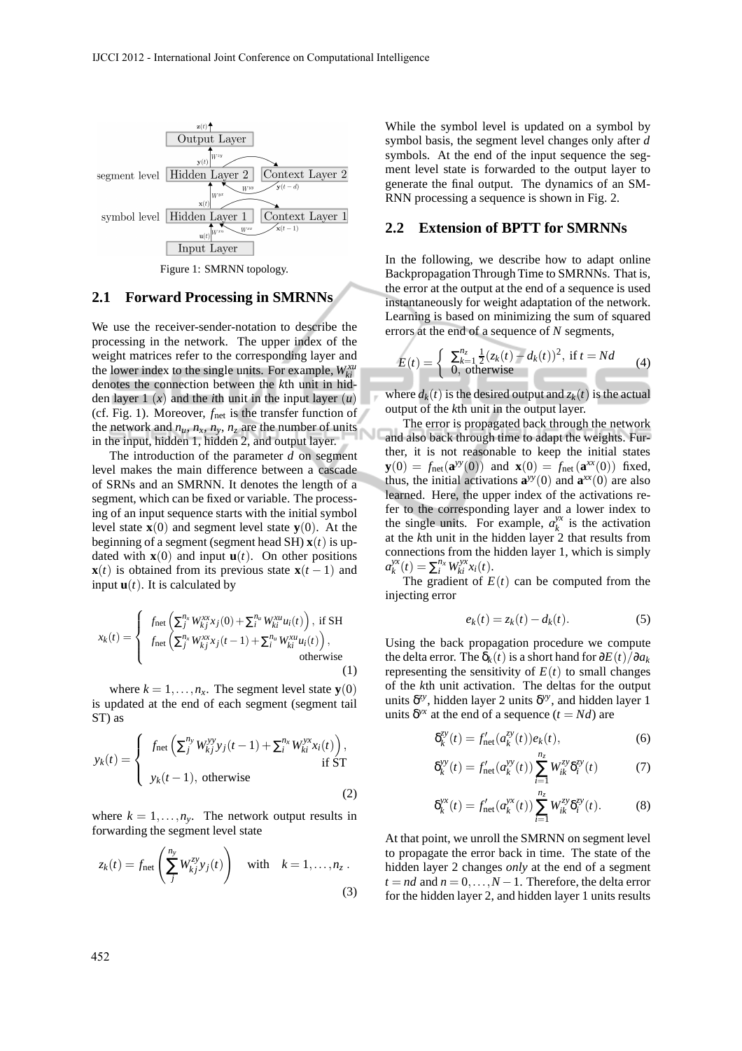Figure 1: SMRNN topology.

## 2.1 Forward Processing in SMRNNs

We use the receiver-sender-notation to describe the processing in the network. The upper index of the weight matrices refer to the corresponding layer and the lower index to the single units. For example, $W_{ki}^{xu}$ denotes the connection between the $k$th unit in hidden layer 1 ($x$) and the $i$th unit in the input layer ($u$) (cf. Fig. 1). Moreover, $f_{\text{net}}$ is the transfer function of the network and $n_u$, $n_x$, $n_y$, $n_z$ are the number of units in the input, hidden 1, hidden 2, and output layer.

The introduction of the parameter $d$ on segment level makes the main difference between a cascade of SRNs and an SMRNN. It denotes the length of a segment, which can be fixed or variable. The processing of an input sequence starts with the initial symbol level state $\mathbf{x}(0)$ and segment level state $\mathbf{y}(0)$. At the beginning of a segment (segment head SH) $\mathbf{x}(t)$ is updated with $\mathbf{x}(0)$ and input $\mathbf{u}(t)$. On other positions $\mathbf{x}(t)$ is obtained from its previous state $\mathbf{x}(t-1)$ and input $\mathbf{u}(t)$. It is calculated by

$$x_k(t) = \begin{cases} f_{\text{net}}\left(\sum_j^{n_x} W_{kj}^{xx} x_j(0) + \sum_i^{n_u} W_{ki}^{xu} u_i(t)\right), \text{ if SH} \\ f_{\text{net}}\left(\sum_j^{n_x} W_{kj}^{xx} x_j(t-1) + \sum_i^{n_u} W_{ki}^{xu} u_i(t)\right), \\ \qquad\qquad\qquad\qquad\qquad\qquad \text{otherwise} \end{cases} \tag{1}$$

where $k = 1, \ldots, n_x$. The segment level state $\mathbf{y}(0)$ is updated at the end of each segment (segment tail ST) as

$$y_k(t) = \begin{cases} f_{\text{net}}\left(\sum_j^{n_y} W_{kj}^{yy} y_j(t-1) + \sum_i^{n_x} W_{ki}^{yx} x_i(t)\right), \\ \qquad\qquad\qquad\qquad\qquad\qquad \text{if ST} \\ y_k(t-1), \text{ otherwise} \end{cases} \tag{2}$$

where $k = 1, \ldots, n_y$. The network output results in forwarding the segment level state

$$z_k(t) = f_{\text{net}}\left(\sum_j^{n_y} W_{kj}^{zy} y_j(t)\right) \quad \text{with} \quad k = 1, \ldots, n_z\ . \tag{3}$$

While the symbol level is updated on a symbol by symbol basis, the segment level changes only after $d$ symbols. At the end of the input sequence the segment level state is forwarded to the output layer to generate the final output. The dynamics of an SMRNN processing a sequence is shown in Fig. 2.

## 2.2 Extension of BPTT for SMRNNs

In the following, we describe how to adapt online Backpropagation Through Time to SMRNNs. That is, the error at the output at the end of a sequence is used instantaneously for weight adaptation of the network. Learning is based on minimizing the sum of squared errors at the end of a sequence of $N$ segments,

$$E(t) = \begin{cases} \sum_{k=1}^{n_z} \frac{1}{2}(z_k(t) - d_k(t))^2, \text{ if } t = Nd \\ 0, \text{ otherwise} \end{cases} \tag{4}$$

where $d_k(t)$ is the desired output and $z_k(t)$ is the actual output of the $k$th unit in the output layer.

The error is propagated back through the network and also back through time to adapt the weights. Further, it is not reasonable to keep the initial states $\mathbf{y}(0) = f_{\text{net}}(\mathbf{a}^{yy}(0))$ and $\mathbf{x}(0) = f_{\text{net}}(\mathbf{a}^{xx}(0))$ fixed, thus, the initial activations $\mathbf{a}^{yy}(0)$ and $\mathbf{a}^{xx}(0)$ are also learned. Here, the upper index of the activations refer to the corresponding layer and a lower index to the single units. For example, $a_k^{yx}$ is the activation at the $k$th unit in the hidden layer 2 that results from connections from the hidden layer 1, which is simply $a_k^{yx}(t) = \sum_i^{n_x} W_{ki}^{yx} x_i(t)$.

The gradient of $E(t)$ can be computed from the injecting error

$$e_k(t) = z_k(t) - d_k(t). \tag{5}$$

Using the back propagation procedure we compute the delta error. The $\delta_k(t)$ is a short hand for $\partial E(t)/\partial a_k$ representing the sensitivity of $E(t)$ to small changes of the $k$th unit activation. The deltas for the output units $\delta^{zy}$, hidden layer 2 units $\delta^{yy}$, and hidden layer 1 units $\delta^{yx}$ at the end of a sequence ($t = Nd$) are

$$\delta_k^{zy}(t) = f'_{\text{net}}(a_k^{zy}(t)) e_k(t), \tag{6}$$

$$\delta_k^{yy}(t) = f'_{\text{net}}(a_k^{yy}(t)) \sum_{i=1}^{n_z} W_{ik}^{zy} \delta_i^{zy}(t) \tag{7}$$

$$\delta_k^{yx}(t) = f'_{\text{net}}(a_k^{yx}(t)) \sum_{i=1}^{n_z} W_{ik}^{zy} \delta_i^{zy}(t). \tag{8}$$

At that point, we unroll the SMRNN on segment level to propagate the error back in time. The state of the hidden layer 2 changes *only* at the end of a segment $t = nd$ and $n = 0, \ldots, N-1$. Therefore, the delta error for the hidden layer 2, and hidden layer 1 units results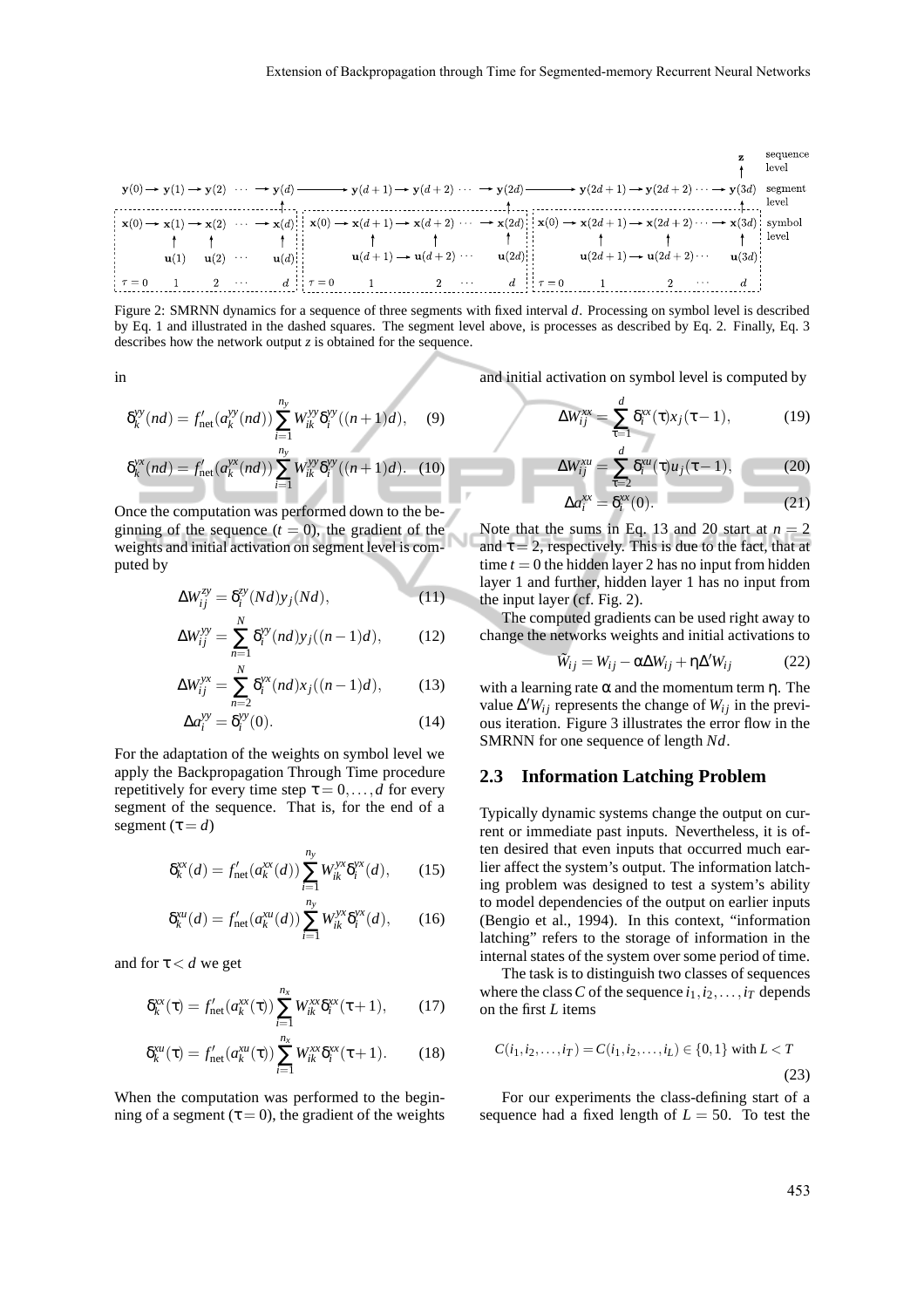Figure 2: SMRNN dynamics for a sequence of three segments with fixed interval $d$. Processing on symbol level is described by Eq. 1 and illustrated in the dashed squares. The segment level above, is processes as described by Eq. 2. Finally, Eq. 3 describes how the network output $z$ is obtained for the sequence.

in

$$\delta_k^{yy}(nd) = f'_{\text{net}}(a_k^{yy}(nd)) \sum_{i=1}^{n_y} W_{ik}^{yy} \delta_i^{yy}((n+1)d), \quad (9)$$

$$\delta_k^{yx}(nd) = f'_{\text{net}}(a_k^{yx}(nd)) \sum_{i=1}^{n_y} W_{ik}^{yy} \delta_i^{yy}((n+1)d). \quad (10)$$

Once the computation was performed down to the beginning of the sequence ($t = 0$), the gradient of the weights and initial activation on segment level is computed by

$$\Delta W_{ij}^{zy} = \delta_i^{zy}(Nd) y_j(Nd), \quad (11)$$

$$\Delta W_{ij}^{yy} = \sum_{n=1}^{N} \delta_i^{yy}(nd) y_j((n-1)d), \quad (12)$$

$$\Delta W_{ij}^{yx} = \sum_{n=2}^{N} \delta_i^{yx}(nd) x_j((n-1)d), \quad (13)$$

$$\Delta a_i^{yy} = \delta_i^{yy}(0). \quad (14)$$

For the adaptation of the weights on symbol level we apply the Backpropagation Through Time procedure repetitively for every time step $\tau = 0, \ldots, d$ for every segment of the sequence. That is, for the end of a segment ($\tau = d$)

$$\delta_k^{xx}(d) = f'_{\text{net}}(a_k^{xx}(d)) \sum_{i=1}^{n_y} W_{ik}^{yx} \delta_i^{yx}(d), \quad (15)$$

$$\delta_k^{xu}(d) = f'_{\text{net}}(a_k^{xu}(d)) \sum_{i=1}^{n_y} W_{ik}^{yx} \delta_i^{yx}(d), \quad (16)$$

and for $\tau < d$ we get

$$\delta_k^{xx}(\tau) = f'_{\text{net}}(a_k^{xx}(\tau)) \sum_{i=1}^{n_x} W_{ik}^{xx} \delta_i^{xx}(\tau+1), \quad (17)$$

$$\delta_k^{xu}(\tau) = f'_{\text{net}}(a_k^{xu}(\tau)) \sum_{i=1}^{n_x} W_{ik}^{xx} \delta_i^{xx}(\tau+1). \quad (18)$$

When the computation was performed to the beginning of a segment ($\tau = 0$), the gradient of the weights and initial activation on symbol level is computed by

$$\Delta W_{ij}^{xx} = \sum_{\tau=1}^{d} \delta_i^{xx}(\tau) x_j(\tau-1), \quad (19)$$

$$\Delta W_{ij}^{xu} = \sum_{\tau=2}^{d} \delta_i^{xu}(\tau) u_j(\tau-1), \quad (20)$$

$$\Delta a_i^{xx} = \delta_i^{xx}(0). \quad (21)$$

Note that the sums in Eq. 13 and 20 start at $n = 2$ and $\tau = 2$, respectively. This is due to the fact, that at time $t = 0$ the hidden layer 2 has no input from hidden layer 1 and further, hidden layer 1 has no input from the input layer (cf. Fig. 2).

The computed gradients can be used right away to change the networks weights and initial activations to

$$\tilde{W}_{ij} = W_{ij} - \alpha \Delta W_{ij} + \eta \Delta' W_{ij} \quad (22)$$

with a learning rate $\alpha$ and the momentum term $\eta$. The value $\Delta' W_{ij}$ represents the change of $W_{ij}$ in the previous iteration. Figure 3 illustrates the error flow in the SMRNN for one sequence of length $Nd$.

## 2.3 Information Latching Problem

Typically dynamic systems change the output on current or immediate past inputs. Nevertheless, it is often desired that even inputs that occurred much earlier affect the system's output. The information latching problem was designed to test a system's ability to model dependencies of the output on earlier inputs (Bengio et al., 1994). In this context, "information latching" refers to the storage of information in the internal states of the system over some period of time.

The task is to distinguish two classes of sequences where the class $C$ of the sequence $i_1, i_2, \ldots, i_T$ depends on the first $L$ items

$$C(i_1, i_2, \ldots, i_T) = C(i_1, i_2, \ldots, i_L) \in \{0, 1\} \text{ with } L < T \quad (23)$$

For our experiments the class-defining start of a sequence had a fixed length of $L = 50$. To test the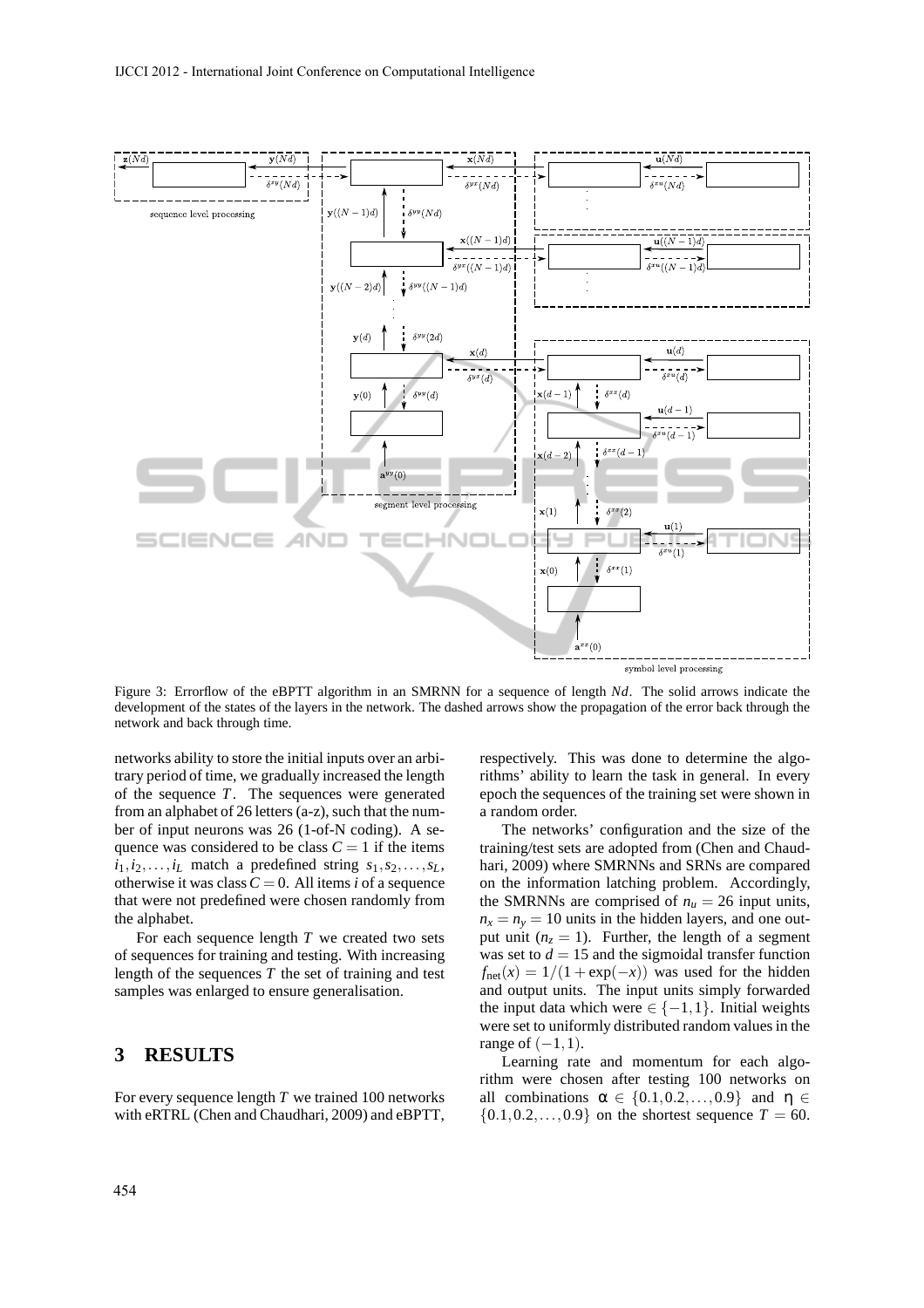Figure 3: Errorflow of the eBPTT algorithm in an SMRNN for a sequence of length $Nd$. The solid arrows indicate the development of the states of the layers in the network. The dashed arrows show the propagation of the error back through the network and back through time.

networks ability to store the initial inputs over an arbitrary period of time, we gradually increased the length of the sequence $T$. The sequences were generated from an alphabet of 26 letters (a-z), such that the number of input neurons was 26 (1-of-N coding). A sequence was considered to be class $C = 1$ if the items $i_1, i_2, \ldots, i_L$ match a predefined string $s_1, s_2, \ldots, s_L$, otherwise it was class $C = 0$. All items $i$ of a sequence that were not predefined were chosen randomly from the alphabet.

For each sequence length $T$ we created two sets of sequences for training and testing. With increasing length of the sequences $T$ the set of training and test samples was enlarged to ensure generalisation.

## 3 RESULTS

For every sequence length $T$ we trained 100 networks with eRTRL (Chen and Chaudhari, 2009) and eBPTT, respectively. This was done to determine the algorithms' ability to learn the task in general. In every epoch the sequences of the training set were shown in a random order.

The networks' configuration and the size of the training/test sets are adopted from (Chen and Chaudhari, 2009) where SMRNNs and SRNs are compared on the information latching problem. Accordingly, the SMRNNs are comprised of $n_u = 26$ input units, $n_x = n_y = 10$ units in the hidden layers, and one output unit ($n_z = 1$). Further, the length of a segment was set to $d = 15$ and the sigmoidal transfer function $f_{\text{net}}(x) = 1/(1 + \exp(-x))$ was used for the hidden and output units. The input units simply forwarded the input data which were $\in \{-1, 1\}$. Initial weights were set to uniformly distributed random values in the range of $(-1, 1)$.

Learning rate and momentum for each algorithm were chosen after testing 100 networks on all combinations $\alpha \in \{0.1, 0.2, \ldots, 0.9\}$ and $\eta \in \{0.1, 0.2, \ldots, 0.9\}$ on the shortest sequence $T = 60$.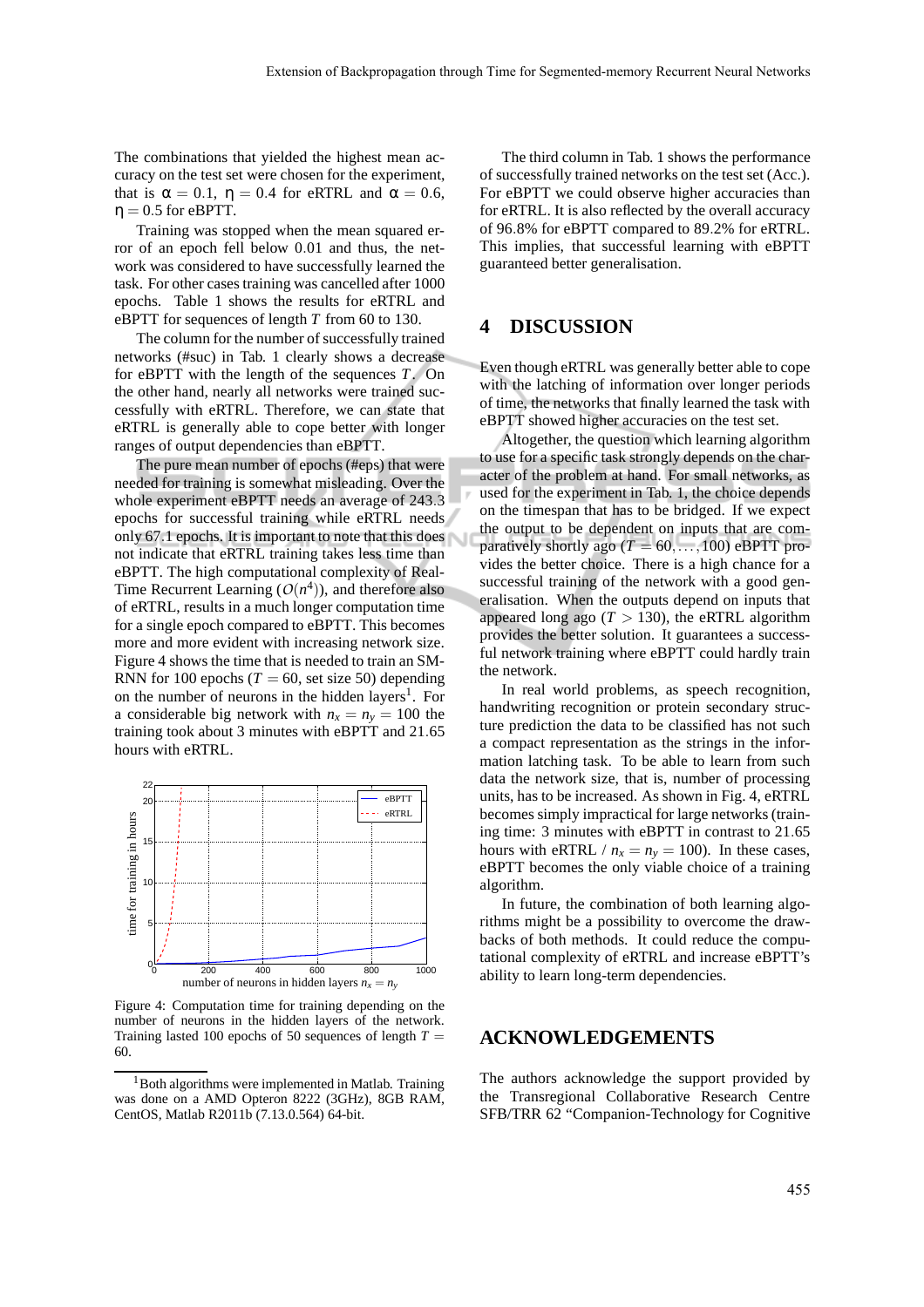The combinations that yielded the highest mean accuracy on the test set were chosen for the experiment, that is $\alpha = 0.1$, $\eta = 0.4$ for eRTRL and $\alpha = 0.6$, $\eta = 0.5$ for eBPTT.

Training was stopped when the mean squared error of an epoch fell below 0.01 and thus, the network was considered to have successfully learned the task. For other cases training was cancelled after 1000 epochs. Table 1 shows the results for eRTRL and eBPTT for sequences of length $T$ from 60 to 130.

The column for the number of successfully trained networks (#suc) in Tab. 1 clearly shows a decrease for eBPTT with the length of the sequences $T$. On the other hand, nearly all networks were trained successfully with eRTRL. Therefore, we can state that eRTRL is generally able to cope better with longer ranges of output dependencies than eBPTT.

The pure mean number of epochs (#eps) that were needed for training is somewhat misleading. Over the whole experiment eBPTT needs an average of 243.3 epochs for successful training while eRTRL needs only 67.1 epochs. It is important to note that this does not indicate that eRTRL training takes less time than eBPTT. The high computational complexity of Real-Time Recurrent Learning ($O(n^4)$), and therefore also of eRTRL, results in a much longer computation time for a single epoch compared to eBPTT. This becomes more and more evident with increasing network size. Figure 4 shows the time that is needed to train an SM-RNN for 100 epochs ($T = 60$, set size 50) depending on the number of neurons in the hidden layers[1]. For a considerable big network with $n_x = n_y = 100$ the training took about 3 minutes with eBPTT and 21.65 hours with eRTRL.

Figure 4: Computation time for training depending on the number of neurons in the hidden layers of the network. Training lasted 100 epochs of 50 sequences of length $T = 60$.

[1] Both algorithms were implemented in Matlab. Training was done on a AMD Opteron 8222 (3GHz), 8GB RAM, CentOS, Matlab R2011b (7.13.0.564) 64-bit.

The third column in Tab. 1 shows the performance of successfully trained networks on the test set (Acc.). For eBPTT we could observe higher accuracies than for eRTRL. It is also reflected by the overall accuracy of 96.8% for eBPTT compared to 89.2% for eRTRL. This implies, that successful learning with eBPTT guaranteed better generalisation.

## 4 DISCUSSION

Even though eRTRL was generally better able to cope with the latching of information over longer periods of time, the networks that finally learned the task with eBPTT showed higher accuracies on the test set.

Altogether, the question which learning algorithm to use for a specific task strongly depends on the character of the problem at hand. For small networks, as used for the experiment in Tab. 1, the choice depends on the timespan that has to be bridged. If we expect the output to be dependent on inputs that are comparatively shortly ago ($T = 60, \ldots, 100$) eBPTT provides the better choice. There is a high chance for a successful training of the network with a good generalisation. When the outputs depend on inputs that appeared long ago ($T > 130$), the eRTRL algorithm provides the better solution. It guarantees a successful network training where eBPTT could hardly train the network.

In real world problems, as speech recognition, handwriting recognition or protein secondary structure prediction the data to be classified has not such a compact representation as the strings in the information latching task. To be able to learn from such data the network size, that is, number of processing units, has to be increased. As shown in Fig. 4, eRTRL becomes simply impractical for large networks (training time: 3 minutes with eBPTT in contrast to 21.65 hours with eRTRL / $n_x = n_y = 100$). In these cases, eBPTT becomes the only viable choice of a training algorithm.

In future, the combination of both learning algorithms might be a possibility to overcome the drawbacks of both methods. It could reduce the computational complexity of eRTRL and increase eBPTT's ability to learn long-term dependencies.

## ACKNOWLEDGEMENTS

The authors acknowledge the support provided by the Transregional Collaborative Research Centre SFB/TRR 62 "Companion-Technology for Cognitive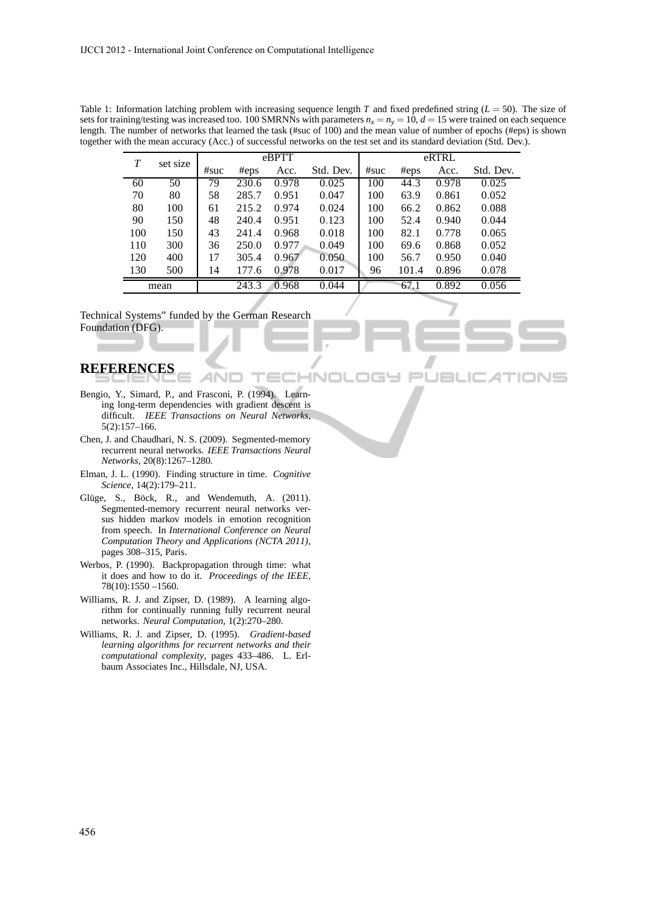Table 1: Information latching problem with increasing sequence length $T$ and fixed predefined string ($L = 50$). The size of sets for training/testing was increased too. 100 SMRNNs with parameters $n_x = n_y = 10$, $d = 15$ were trained on each sequence length. The number of networks that learned the task (#suc of 100) and the mean value of number of epochs (#eps) is shown together with the mean accuracy (Acc.) of successful networks on the test set and its standard deviation (Std. Dev.).

| $T$ | set size | eBPTT | | | | eRTRL | | | |
|---|---|---|---|---|---|---|---|---|---|
| | | #suc | #eps | Acc. | Std. Dev. | #suc | #eps | Acc. | Std. Dev. |
| 60 | 50 | 79 | 230.6 | 0.978 | 0.025 | 100 | 44.3 | 0.978 | 0.025 |
| 70 | 80 | 58 | 285.7 | 0.951 | 0.047 | 100 | 63.9 | 0.861 | 0.052 |
| 80 | 100 | 61 | 215.2 | 0.974 | 0.024 | 100 | 66.2 | 0.862 | 0.088 |
| 90 | 150 | 48 | 240.4 | 0.951 | 0.123 | 100 | 52.4 | 0.940 | 0.044 |
| 100 | 150 | 43 | 241.4 | 0.968 | 0.018 | 100 | 82.1 | 0.778 | 0.065 |
| 110 | 300 | 36 | 250.0 | 0.977 | 0.049 | 100 | 69.6 | 0.868 | 0.052 |
| 120 | 400 | 17 | 305.4 | 0.967 | 0.050 | 100 | 56.7 | 0.950 | 0.040 |
| 130 | 500 | 14 | 177.6 | 0.978 | 0.017 | 96 | 101.4 | 0.896 | 0.078 |
| mean | | | 243.3 | 0.968 | 0.044 | | 67.1 | 0.892 | 0.056 |

Technical Systems" funded by the German Research Foundation (DFG).

## REFERENCES

Bengio, Y., Simard, P., and Frasconi, P. (1994). Learning long-term dependencies with gradient descent is difficult. *IEEE Transactions on Neural Networks*, 5(2):157–166.

Chen, J. and Chaudhari, N. S. (2009). Segmented-memory recurrent neural networks. *IEEE Transactions Neural Networks*, 20(8):1267–1280.

Elman, J. L. (1990). Finding structure in time. *Cognitive Science*, 14(2):179–211.

Glüge, S., Böck, R., and Wendemuth, A. (2011). Segmented-memory recurrent neural networks versus hidden markov models in emotion recognition from speech. In *International Conference on Neural Computation Theory and Applications (NCTA 2011)*, pages 308–315, Paris.

Werbos, P. (1990). Backpropagation through time: what it does and how to do it. *Proceedings of the IEEE*, 78(10):1550 –1560.

Williams, R. J. and Zipser, D. (1989). A learning algorithm for continually running fully recurrent neural networks. *Neural Computation*, 1(2):270–280.

Williams, R. J. and Zipser, D. (1995). *Gradient-based learning algorithms for recurrent networks and their computational complexity*, pages 433–486. L. Erlbaum Associates Inc., Hillsdale, NJ, USA.